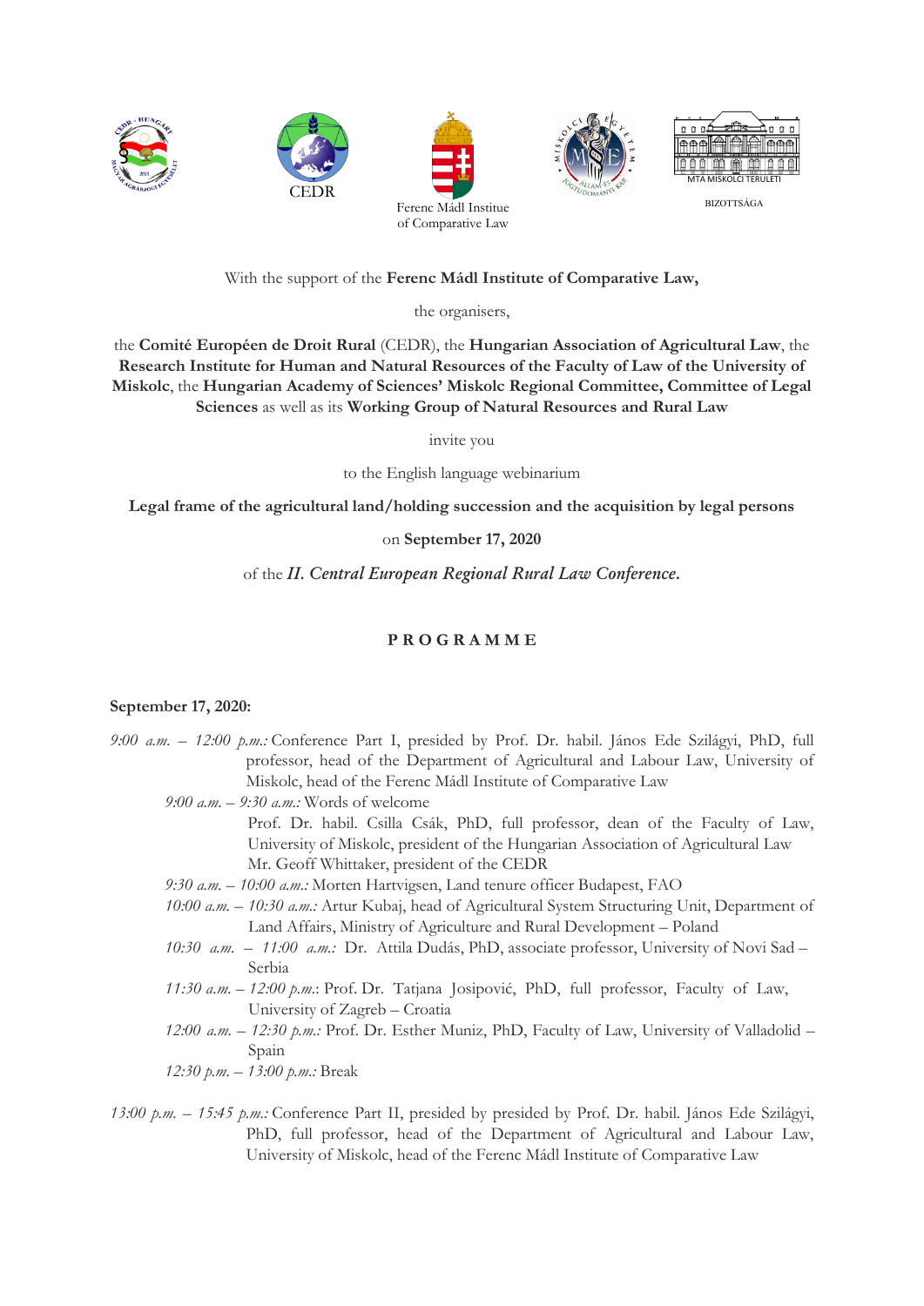Ferenc Mádl Institue of Comparative Law

MTA MISKOLCI TERÜLETI BIZOTTSÁGA

With the support of the **Ferenc Mádl Institute of Comparative Law,**

the organisers,

the **Comité Européen de Droit Rural** (CEDR), the **Hungarian Association of Agricultural Law**, the **Research Institute for Human and Natural Resources of the Faculty of Law of the University of Miskolc**, the **Hungarian Academy of Sciences' Miskolc Regional Committee, Committee of Legal Sciences** as well as its **Working Group of Natural Resources and Rural Law**

invite you

to the English language webinarium

**Legal frame of the agricultural land/holding succession and the acquisition by legal persons**

on **September 17, 2020**

of the ***II. Central European Regional Rural Law Conference.***

**P R O G R A M M E**

**September 17, 2020:**

*9:00 a.m. – 12:00 p.m.:* Conference Part I, presided by Prof. Dr. habil. János Ede Szilágyi, PhD, full professor, head of the Department of Agricultural and Labour Law, University of Miskolc, head of the Ferenc Mádl Institute of Comparative Law

- *9:00 a.m. – 9:30 a.m.:* Words of welcome
  Prof. Dr. habil. Csilla Csák, PhD, full professor, dean of the Faculty of Law, University of Miskolc, president of the Hungarian Association of Agricultural Law
  Mr. Geoff Whittaker, president of the CEDR
- *9:30 a.m. – 10:00 a.m.:* Morten Hartvigsen, Land tenure officer Budapest, FAO
- *10:00 a.m. – 10:30 a.m.:* Artur Kubaj, head of Agricultural System Structuring Unit, Department of Land Affairs, Ministry of Agriculture and Rural Development – Poland
- *10:30 a.m. – 11:00 a.m.:* Dr. Attila Dudás, PhD, associate professor, University of Novi Sad – Serbia
- *11:30 a.m. – 12:00 p.m.*: Prof. Dr. Tatjana Josipović, PhD, full professor, Faculty of Law, University of Zagreb – Croatia
- *12:00 a.m. – 12:30 p.m.:* Prof. Dr. Esther Muniz, PhD, Faculty of Law, University of Valladolid – Spain
- *12:30 p.m. – 13:00 p.m.:* Break

*13:00 p.m. – 15:45 p.m.:* Conference Part II, presided by presided by Prof. Dr. habil. János Ede Szilágyi, PhD, full professor, head of the Department of Agricultural and Labour Law, University of Miskolc, head of the Ferenc Mádl Institute of Comparative Law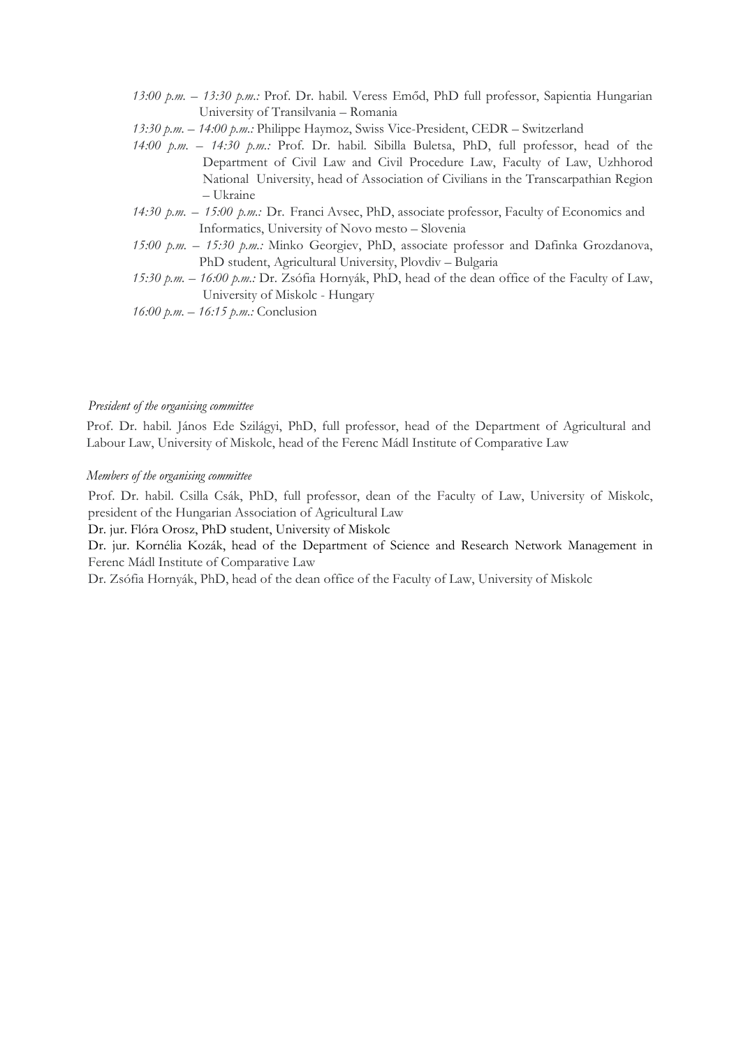*13:00 p.m. – 13:30 p.m.:* Prof. Dr. habil. Veress Emőd, PhD full professor, Sapientia Hungarian University of Transilvania – Romania

*13:30 p.m. – 14:00 p.m.:* Philippe Haymoz, Swiss Vice-President, CEDR – Switzerland

*14:00 p.m. – 14:30 p.m.:* Prof. Dr. habil. Sibilla Buletsa, PhD, full professor, head of the Department of Civil Law and Civil Procedure Law, Faculty of Law, Uzhhorod National University, head of Association of Civilians in the Transcarpathian Region – Ukraine

*14:30 p.m. – 15:00 p.m.:* Dr. Franci Avsec, PhD, associate professor, Faculty of Economics and Informatics, University of Novo mesto – Slovenia

*15:00 p.m. – 15:30 p.m.:* Minko Georgiev, PhD, associate professor and Dafinka Grozdanova, PhD student, Agricultural University, Plovdiv – Bulgaria

*15:30 p.m. – 16:00 p.m.:* Dr. Zsófia Hornyák, PhD, head of the dean office of the Faculty of Law, University of Miskolc - Hungary

*16:00 p.m. – 16:15 p.m.:* Conclusion

*President of the organising committee*

Prof. Dr. habil. János Ede Szilágyi, PhD, full professor, head of the Department of Agricultural and Labour Law, University of Miskolc, head of the Ferenc Mádl Institute of Comparative Law

*Members of the organising committee*

Prof. Dr. habil. Csilla Csák, PhD, full professor, dean of the Faculty of Law, University of Miskolc, president of the Hungarian Association of Agricultural Law

Dr. jur. Flóra Orosz, PhD student, University of Miskolc

Dr. jur. Kornélia Kozák, head of the Department of Science and Research Network Management in Ferenc Mádl Institute of Comparative Law

Dr. Zsófia Hornyák, PhD, head of the dean office of the Faculty of Law, University of Miskolc